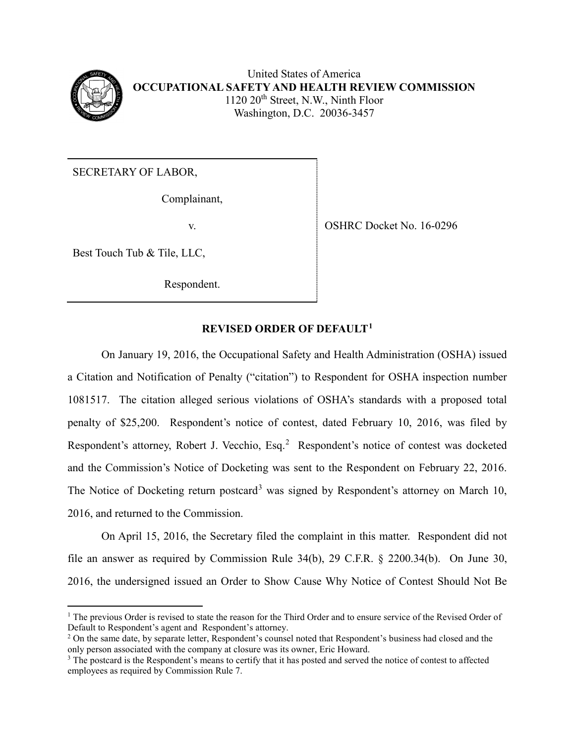United States of America
**OCCUPATIONAL SAFETY AND HEALTH REVIEW COMMISSION**
1120 20th Street, N.W., Ninth Floor
Washington, D.C. 20036-3457

SECRETARY OF LABOR,

Complainant,

v.

Best Touch Tub & Tile, LLC,

Respondent.

OSHRC Docket No. 16-0296

## REVISED ORDER OF DEFAULT[1]

On January 19, 2016, the Occupational Safety and Health Administration (OSHA) issued a Citation and Notification of Penalty ("citation") to Respondent for OSHA inspection number 1081517. The citation alleged serious violations of OSHA's standards with a proposed total penalty of $25,200. Respondent's notice of contest, dated February 10, 2016, was filed by Respondent's attorney, Robert J. Vecchio, Esq.[2] Respondent's notice of contest was docketed and the Commission's Notice of Docketing was sent to the Respondent on February 22, 2016. The Notice of Docketing return postcard[3] was signed by Respondent's attorney on March 10, 2016, and returned to the Commission.

On April 15, 2016, the Secretary filed the complaint in this matter. Respondent did not file an answer as required by Commission Rule 34(b), 29 C.F.R. § 2200.34(b). On June 30, 2016, the undersigned issued an Order to Show Cause Why Notice of Contest Should Not Be

---

[1] The previous Order is revised to state the reason for the Third Order and to ensure service of the Revised Order of Default to Respondent's agent and Respondent's attorney.

[2] On the same date, by separate letter, Respondent's counsel noted that Respondent's business had closed and the only person associated with the company at closure was its owner, Eric Howard.

[3] The postcard is the Respondent's means to certify that it has posted and served the notice of contest to affected employees as required by Commission Rule 7.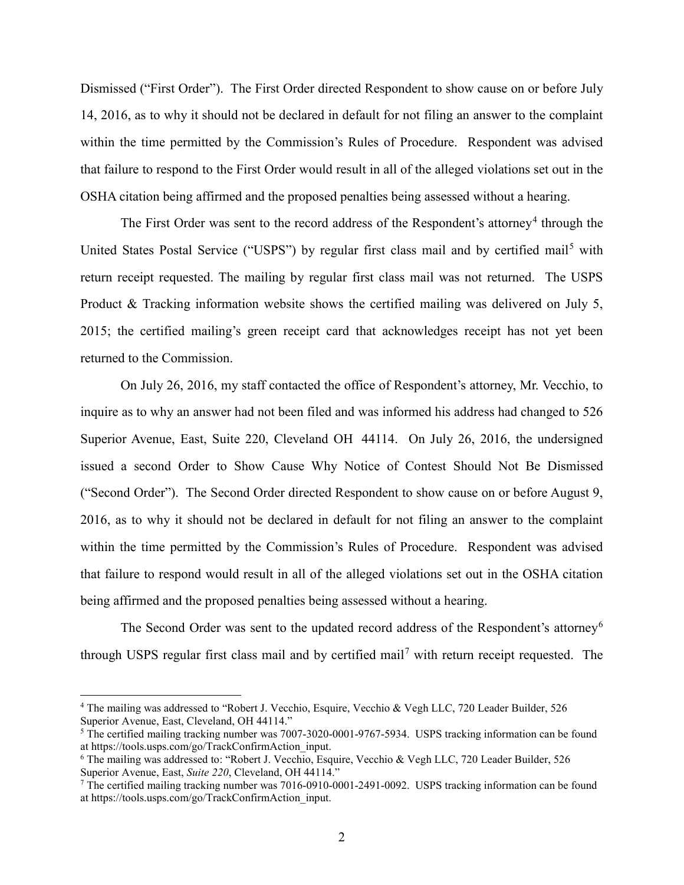Dismissed ("First Order"). The First Order directed Respondent to show cause on or before July 14, 2016, as to why it should not be declared in default for not filing an answer to the complaint within the time permitted by the Commission's Rules of Procedure. Respondent was advised that failure to respond to the First Order would result in all of the alleged violations set out in the OSHA citation being affirmed and the proposed penalties being assessed without a hearing.

The First Order was sent to the record address of the Respondent's attorney[4] through the United States Postal Service ("USPS") by regular first class mail and by certified mail[5] with return receipt requested. The mailing by regular first class mail was not returned. The USPS Product & Tracking information website shows the certified mailing was delivered on July 5, 2015; the certified mailing's green receipt card that acknowledges receipt has not yet been returned to the Commission.

On July 26, 2016, my staff contacted the office of Respondent's attorney, Mr. Vecchio, to inquire as to why an answer had not been filed and was informed his address had changed to 526 Superior Avenue, East, Suite 220, Cleveland OH 44114. On July 26, 2016, the undersigned issued a second Order to Show Cause Why Notice of Contest Should Not Be Dismissed ("Second Order"). The Second Order directed Respondent to show cause on or before August 9, 2016, as to why it should not be declared in default for not filing an answer to the complaint within the time permitted by the Commission's Rules of Procedure. Respondent was advised that failure to respond would result in all of the alleged violations set out in the OSHA citation being affirmed and the proposed penalties being assessed without a hearing.

The Second Order was sent to the updated record address of the Respondent's attorney[6] through USPS regular first class mail and by certified mail[7] with return receipt requested. The

---

[4] The mailing was addressed to "Robert J. Vecchio, Esquire, Vecchio & Vegh LLC, 720 Leader Builder, 526 Superior Avenue, East, Cleveland, OH 44114."

[5] The certified mailing tracking number was 7007-3020-0001-9767-5934. USPS tracking information can be found at https://tools.usps.com/go/TrackConfirmAction_input.

[6] The mailing was addressed to: "Robert J. Vecchio, Esquire, Vecchio & Vegh LLC, 720 Leader Builder, 526 Superior Avenue, East, *Suite 220*, Cleveland, OH 44114."

[7] The certified mailing tracking number was 7016-0910-0001-2491-0092. USPS tracking information can be found at https://tools.usps.com/go/TrackConfirmAction_input.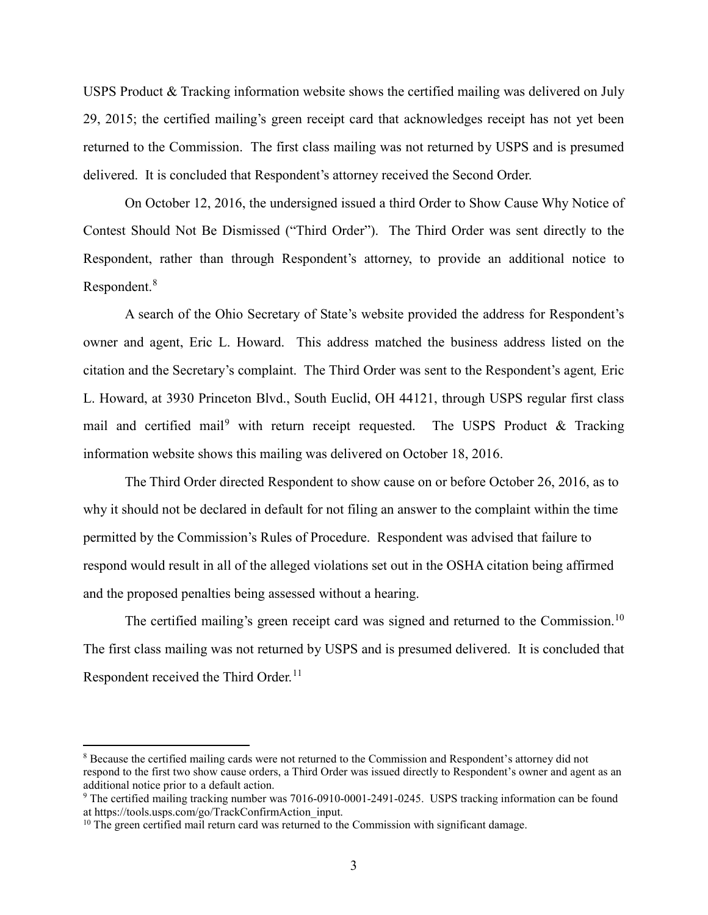USPS Product & Tracking information website shows the certified mailing was delivered on July 29, 2015; the certified mailing's green receipt card that acknowledges receipt has not yet been returned to the Commission. The first class mailing was not returned by USPS and is presumed delivered. It is concluded that Respondent's attorney received the Second Order.

On October 12, 2016, the undersigned issued a third Order to Show Cause Why Notice of Contest Should Not Be Dismissed ("Third Order"). The Third Order was sent directly to the Respondent, rather than through Respondent's attorney, to provide an additional notice to Respondent.[8]

A search of the Ohio Secretary of State's website provided the address for Respondent's owner and agent, Eric L. Howard. This address matched the business address listed on the citation and the Secretary's complaint. The Third Order was sent to the Respondent's agent, Eric L. Howard, at 3930 Princeton Blvd., South Euclid, OH 44121, through USPS regular first class mail and certified mail[9] with return receipt requested. The USPS Product & Tracking information website shows this mailing was delivered on October 18, 2016.

The Third Order directed Respondent to show cause on or before October 26, 2016, as to why it should not be declared in default for not filing an answer to the complaint within the time permitted by the Commission's Rules of Procedure. Respondent was advised that failure to respond would result in all of the alleged violations set out in the OSHA citation being affirmed and the proposed penalties being assessed without a hearing.

The certified mailing's green receipt card was signed and returned to the Commission.[10] The first class mailing was not returned by USPS and is presumed delivered. It is concluded that Respondent received the Third Order.[11]

---

[8] Because the certified mailing cards were not returned to the Commission and Respondent's attorney did not respond to the first two show cause orders, a Third Order was issued directly to Respondent's owner and agent as an additional notice prior to a default action.

[9] The certified mailing tracking number was 7016-0910-0001-2491-0245. USPS tracking information can be found at https://tools.usps.com/go/TrackConfirmAction_input.

[10] The green certified mail return card was returned to the Commission with significant damage.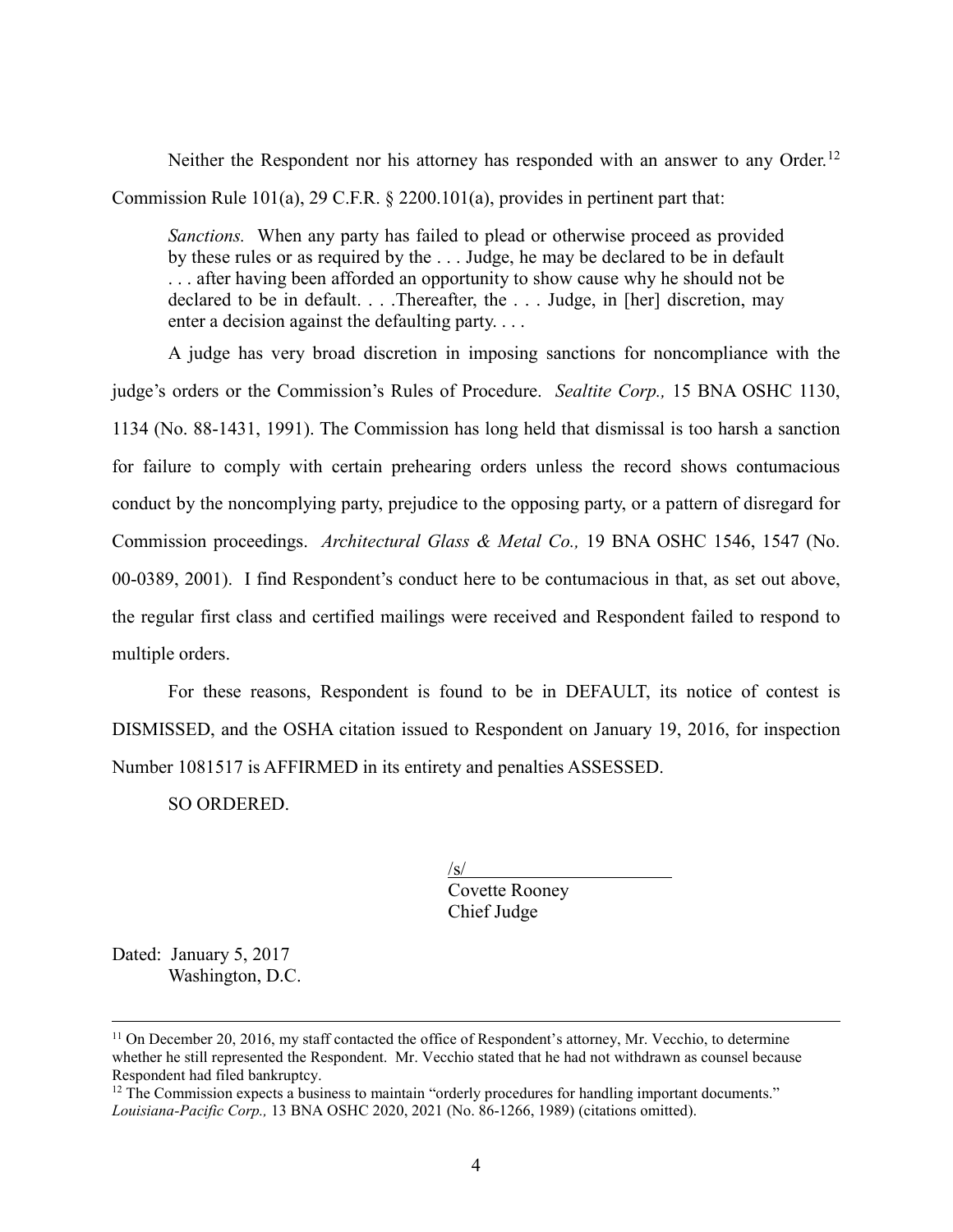Neither the Respondent nor his attorney has responded with an answer to any Order.[12] Commission Rule 101(a), 29 C.F.R. § 2200.101(a), provides in pertinent part that:

> *Sanctions.* When any party has failed to plead or otherwise proceed as provided by these rules or as required by the . . . Judge, he may be declared to be in default . . . after having been afforded an opportunity to show cause why he should not be declared to be in default. . . .Thereafter, the . . . Judge, in [her] discretion, may enter a decision against the defaulting party. . . .

A judge has very broad discretion in imposing sanctions for noncompliance with the judge's orders or the Commission's Rules of Procedure. *Sealtite Corp.,* 15 BNA OSHC 1130, 1134 (No. 88-1431, 1991). The Commission has long held that dismissal is too harsh a sanction for failure to comply with certain prehearing orders unless the record shows contumacious conduct by the noncomplying party, prejudice to the opposing party, or a pattern of disregard for Commission proceedings. *Architectural Glass & Metal Co.,* 19 BNA OSHC 1546, 1547 (No. 00-0389, 2001). I find Respondent's conduct here to be contumacious in that, as set out above, the regular first class and certified mailings were received and Respondent failed to respond to multiple orders.

For these reasons, Respondent is found to be in DEFAULT, its notice of contest is DISMISSED, and the OSHA citation issued to Respondent on January 19, 2016, for inspection Number 1081517 is AFFIRMED in its entirety and penalties ASSESSED.

SO ORDERED.

/s/
Covette Rooney
Chief Judge

Dated: January 5, 2017
Washington, D.C.

---

[11] On December 20, 2016, my staff contacted the office of Respondent's attorney, Mr. Vecchio, to determine whether he still represented the Respondent. Mr. Vecchio stated that he had not withdrawn as counsel because Respondent had filed bankruptcy.

[12] The Commission expects a business to maintain "orderly procedures for handling important documents." *Louisiana-Pacific Corp.,* 13 BNA OSHC 2020, 2021 (No. 86-1266, 1989) (citations omitted).